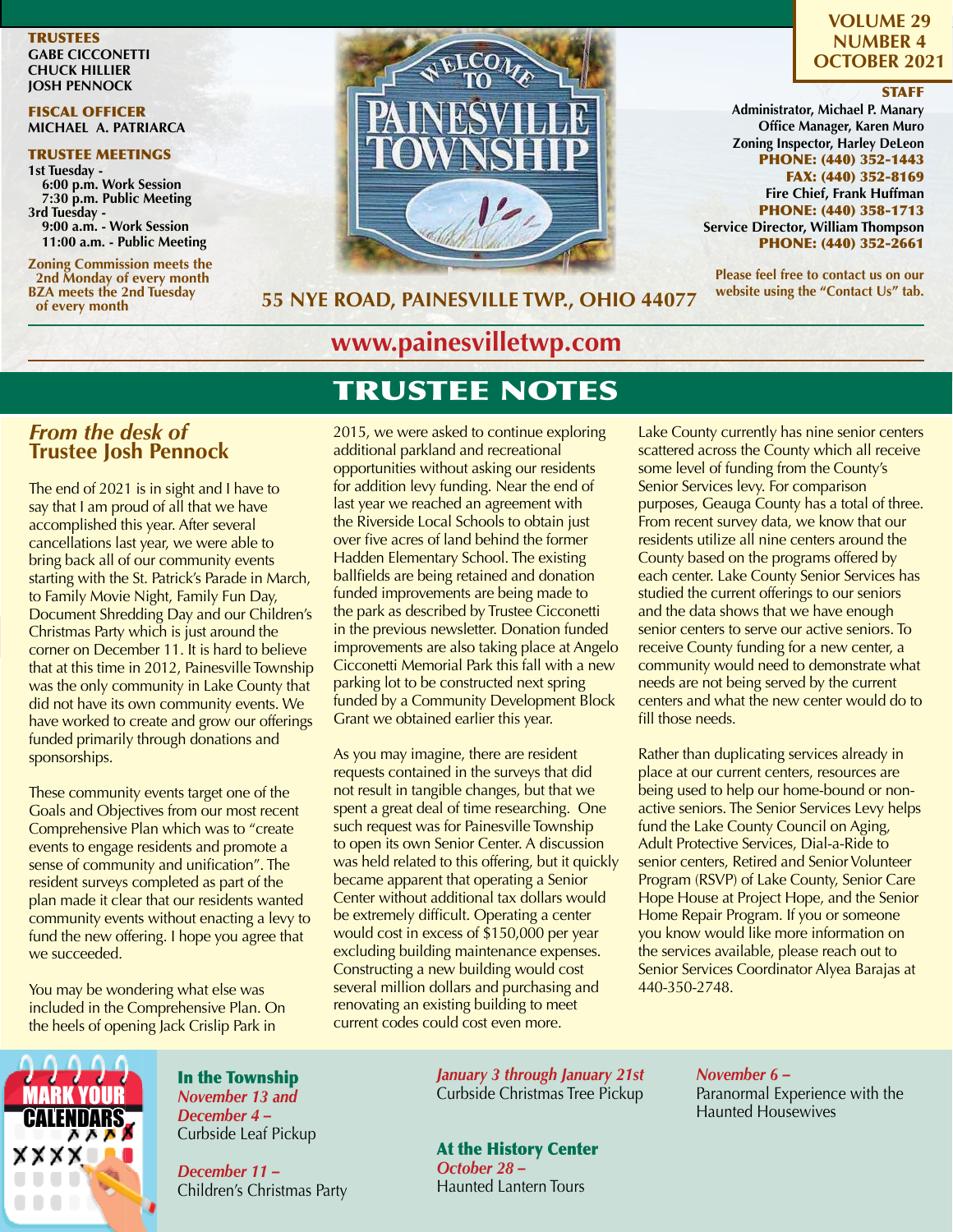**TRUSTEES**
GABE CICCONETTI
CHUCK HILLIER
JOSH PENNOCK

**FISCAL OFFICER**
MICHAEL A. PATRIARCA

**TRUSTEE MEETINGS**
1st Tuesday -
6:00 p.m. Work Session
7:30 p.m. Public Meeting
3rd Tuesday -
9:00 a.m. - Work Session
11:00 a.m. - Public Meeting

Zoning Commission meets the 2nd Monday of every month
BZA meets the 2nd Tuesday of every month

**55 NYE ROAD, PAINESVILLE TWP., OHIO 44077**

**VOLUME 29**
**NUMBER 4**
**OCTOBER 2021**

**STAFF**
Administrator, Michael P. Manary
Office Manager, Karen Muro
Zoning Inspector, Harley DeLeon
PHONE: (440) 352-1443
FAX: (440) 352-8169
Fire Chief, Frank Huffman
PHONE: (440) 358-1713
Service Director, William Thompson
PHONE: (440) 352-2661

Please feel free to contact us on our website using the "Contact Us" tab.

**www.painesvilletwp.com**

# TRUSTEE NOTES

## *From the desk of* Trustee Josh Pennock

The end of 2021 is in sight and I have to say that I am proud of all that we have accomplished this year. After several cancellations last year, we were able to bring back all of our community events starting with the St. Patrick's Parade in March, to Family Movie Night, Family Fun Day, Document Shredding Day and our Children's Christmas Party which is just around the corner on December 11. It is hard to believe that at this time in 2012, Painesville Township was the only community in Lake County that did not have its own community events. We have worked to create and grow our offerings funded primarily through donations and sponsorships.

These community events target one of the Goals and Objectives from our most recent Comprehensive Plan which was to "create events to engage residents and promote a sense of community and unification". The resident surveys completed as part of the plan made it clear that our residents wanted community events without enacting a levy to fund the new offering. I hope you agree that we succeeded.

You may be wondering what else was included in the Comprehensive Plan. On the heels of opening Jack Crislip Park in 2015, we were asked to continue exploring additional parkland and recreational opportunities without asking our residents for addition levy funding. Near the end of last year we reached an agreement with the Riverside Local Schools to obtain just over five acres of land behind the former Hadden Elementary School. The existing ballfields are being retained and donation funded improvements are being made to the park as described by Trustee Cicconetti in the previous newsletter. Donation funded improvements are also taking place at Angelo Cicconetti Memorial Park this fall with a new parking lot to be constructed next spring funded by a Community Development Block Grant we obtained earlier this year.

As you may imagine, there are resident requests contained in the surveys that did not result in tangible changes, but that we spent a great deal of time researching. One such request was for Painesville Township to open its own Senior Center. A discussion was held related to this offering, but it quickly became apparent that operating a Senior Center without additional tax dollars would be extremely difficult. Operating a center would cost in excess of $150,000 per year excluding building maintenance expenses. Constructing a new building would cost several million dollars and purchasing and renovating an existing building to meet current codes could cost even more.

Lake County currently has nine senior centers scattered across the County which all receive some level of funding from the County's Senior Services levy. For comparison purposes, Geauga County has a total of three. From recent survey data, we know that our residents utilize all nine centers around the County based on the programs offered by each center. Lake County Senior Services has studied the current offerings to our seniors and the data shows that we have enough senior centers to serve our active seniors. To receive County funding for a new center, a community would need to demonstrate what needs are not being served by the current centers and what the new center would do to fill those needs.

Rather than duplicating services already in place at our current centers, resources are being used to help our home-bound or non-active seniors. The Senior Services Levy helps fund the Lake County Council on Aging, Adult Protective Services, Dial-a-Ride to senior centers, Retired and Senior Volunteer Program (RSVP) of Lake County, Senior Care Hope House at Project Hope, and the Senior Home Repair Program. If you or someone you know would like more information on the services available, please reach out to Senior Services Coordinator Alyea Barajas at 440-350-2748.

## MARK YOUR CALENDARS

**In the Township**

*November 13 and December 4 –*
Curbside Leaf Pickup

*December 11 –*
Children's Christmas Party

*January 3 through January 21st*
Curbside Christmas Tree Pickup

**At the History Center**

*October 28 –*
Haunted Lantern Tours

*November 6 –*
Paranormal Experience with the Haunted Housewives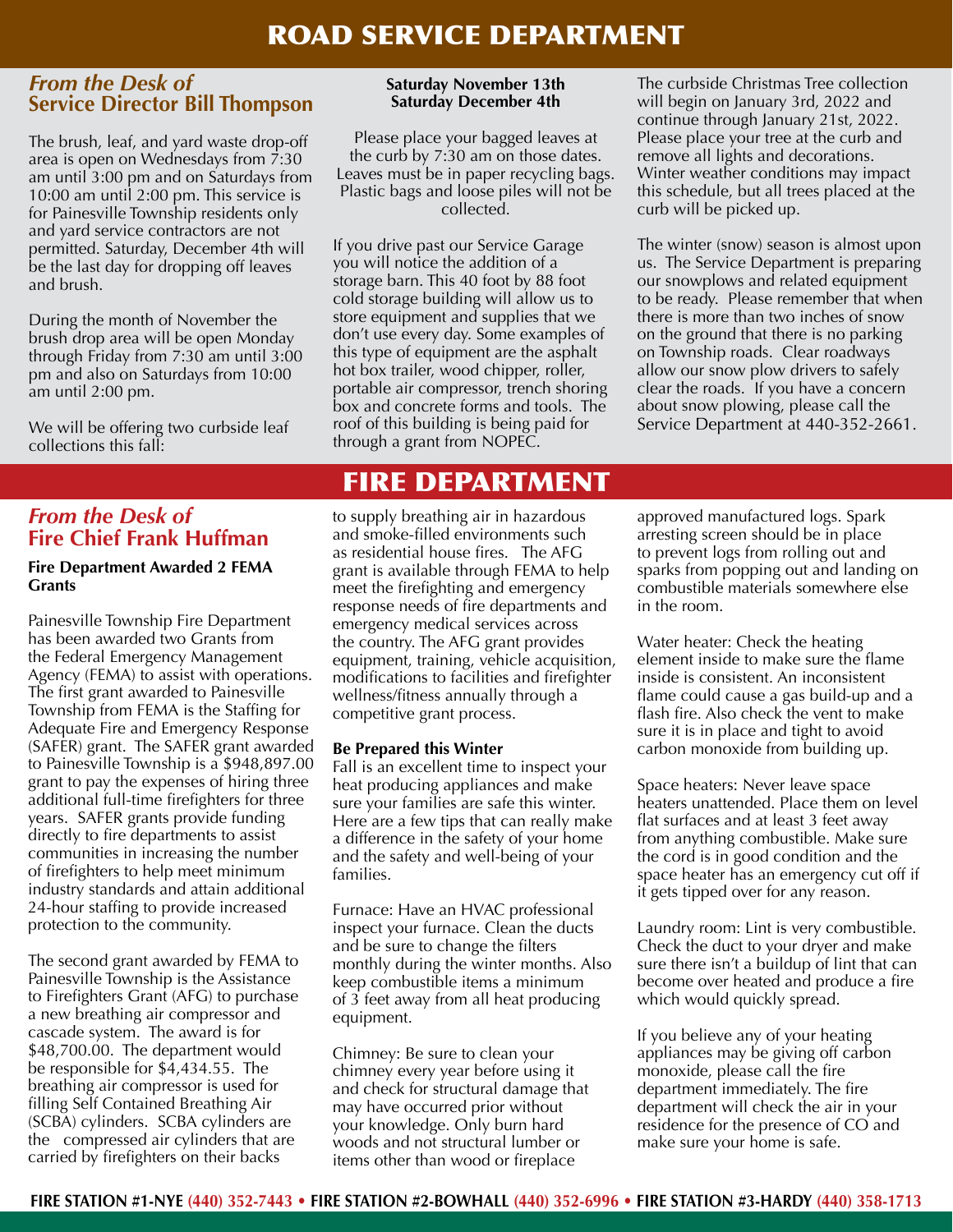# ROAD SERVICE DEPARTMENT

## *From the Desk of* Service Director Bill Thompson

The brush, leaf, and yard waste drop-off area is open on Wednesdays from 7:30 am until 3:00 pm and on Saturdays from 10:00 am until 2:00 pm. This service is for Painesville Township residents only and yard service contractors are not permitted. Saturday, December 4th will be the last day for dropping off leaves and brush.

During the month of November the brush drop area will be open Monday through Friday from 7:30 am until 3:00 pm and also on Saturdays from 10:00 am until 2:00 pm.

We will be offering two curbside leaf collections this fall:

**Saturday November 13th**
**Saturday December 4th**

Please place your bagged leaves at the curb by 7:30 am on those dates. Leaves must be in paper recycling bags. Plastic bags and loose piles will not be collected.

If you drive past our Service Garage you will notice the addition of a storage barn. This 40 foot by 88 foot cold storage building will allow us to store equipment and supplies that we don't use every day. Some examples of this type of equipment are the asphalt hot box trailer, wood chipper, roller, portable air compressor, trench shoring box and concrete forms and tools. The roof of this building is being paid for through a grant from NOPEC.

The curbside Christmas Tree collection will begin on January 3rd, 2022 and continue through January 21st, 2022. Please place your tree at the curb and remove all lights and decorations. Winter weather conditions may impact this schedule, but all trees placed at the curb will be picked up.

The winter (snow) season is almost upon us. The Service Department is preparing our snowplows and related equipment to be ready. Please remember that when there is more than two inches of snow on the ground that there is no parking on Township roads. Clear roadways allow our snow plow drivers to safely clear the roads. If you have a concern about snow plowing, please call the Service Department at 440-352-2661.

# FIRE DEPARTMENT

## *From the Desk of* Fire Chief Frank Huffman

**Fire Department Awarded 2 FEMA Grants**

Painesville Township Fire Department has been awarded two Grants from the Federal Emergency Management Agency (FEMA) to assist with operations. The first grant awarded to Painesville Township from FEMA is the Staffing for Adequate Fire and Emergency Response (SAFER) grant. The SAFER grant awarded to Painesville Township is a $948,897.00 grant to pay the expenses of hiring three additional full-time firefighters for three years. SAFER grants provide funding directly to fire departments to assist communities in increasing the number of firefighters to help meet minimum industry standards and attain additional 24-hour staffing to provide increased protection to the community.

The second grant awarded by FEMA to Painesville Township is the Assistance to Firefighters Grant (AFG) to purchase a new breathing air compressor and cascade system. The award is for $48,700.00. The department would be responsible for $4,434.55. The breathing air compressor is used for filling Self Contained Breathing Air (SCBA) cylinders. SCBA cylinders are the compressed air cylinders that are carried by firefighters on their backs to supply breathing air in hazardous and smoke-filled environments such as residential house fires. The AFG grant is available through FEMA to help meet the firefighting and emergency response needs of fire departments and emergency medical services across the country. The AFG grant provides equipment, training, vehicle acquisition, modifications to facilities and firefighter wellness/fitness annually through a competitive grant process.

**Be Prepared this Winter**

Fall is an excellent time to inspect your heat producing appliances and make sure your families are safe this winter. Here are a few tips that can really make a difference in the safety of your home and the safety and well-being of your families.

Furnace: Have an HVAC professional inspect your furnace. Clean the ducts and be sure to change the filters monthly during the winter months. Also keep combustible items a minimum of 3 feet away from all heat producing equipment.

Chimney: Be sure to clean your chimney every year before using it and check for structural damage that may have occurred prior without your knowledge. Only burn hard woods and not structural lumber or items other than wood or fireplace approved manufactured logs. Spark arresting screen should be in place to prevent logs from rolling out and sparks from popping out and landing on combustible materials somewhere else in the room.

Water heater: Check the heating element inside to make sure the flame inside is consistent. An inconsistent flame could cause a gas build-up and a flash fire. Also check the vent to make sure it is in place and tight to avoid carbon monoxide from building up.

Space heaters: Never leave space heaters unattended. Place them on level flat surfaces and at least 3 feet away from anything combustible. Make sure the cord is in good condition and the space heater has an emergency cut off if it gets tipped over for any reason.

Laundry room: Lint is very combustible. Check the duct to your dryer and make sure there isn't a buildup of lint that can become over heated and produce a fire which would quickly spread.

If you believe any of your heating appliances may be giving off carbon monoxide, please call the fire department immediately. The fire department will check the air in your residence for the presence of CO and make sure your home is safe.

**FIRE STATION #1-NYE (440) 352-7443 • FIRE STATION #2-BOWHALL (440) 352-6996 • FIRE STATION #3-HARDY (440) 358-1713**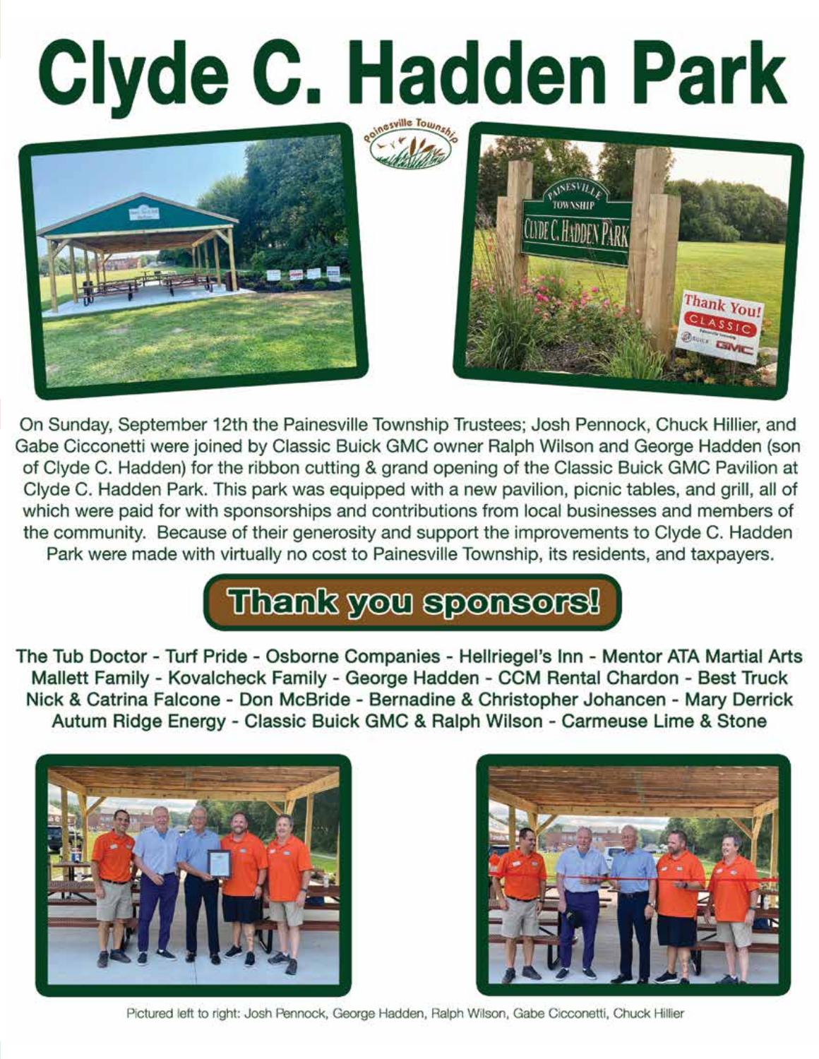# Clyde C. Hadden Park

On Sunday, September 12th the Painesville Township Trustees; Josh Pennock, Chuck Hillier, and Gabe Cicconetti were joined by Classic Buick GMC owner Ralph Wilson and George Hadden (son of Clyde C. Hadden) for the ribbon cutting & grand opening of the Classic Buick GMC Pavilion at Clyde C. Hadden Park. This park was equipped with a new pavilion, picnic tables, and grill, all of which were paid for with sponsorships and contributions from local businesses and members of the community. Because of their generosity and support the improvements to Clyde C. Hadden Park were made with virtually no cost to Painesville Township, its residents, and taxpayers.

## Thank you sponsors!

**The Tub Doctor - Turf Pride - Osborne Companies - Hellriegel's Inn - Mentor ATA Martial Arts Mallett Family - Kovalcheck Family - George Hadden - CCM Rental Chardon - Best Truck Nick & Catrina Falcone - Don McBride - Bernadine & Christopher Johancen - Mary Derrick Autum Ridge Energy - Classic Buick GMC & Ralph Wilson - Carmeuse Lime & Stone**

Pictured left to right: Josh Pennock, George Hadden, Ralph Wilson, Gabe Cicconetti, Chuck Hillier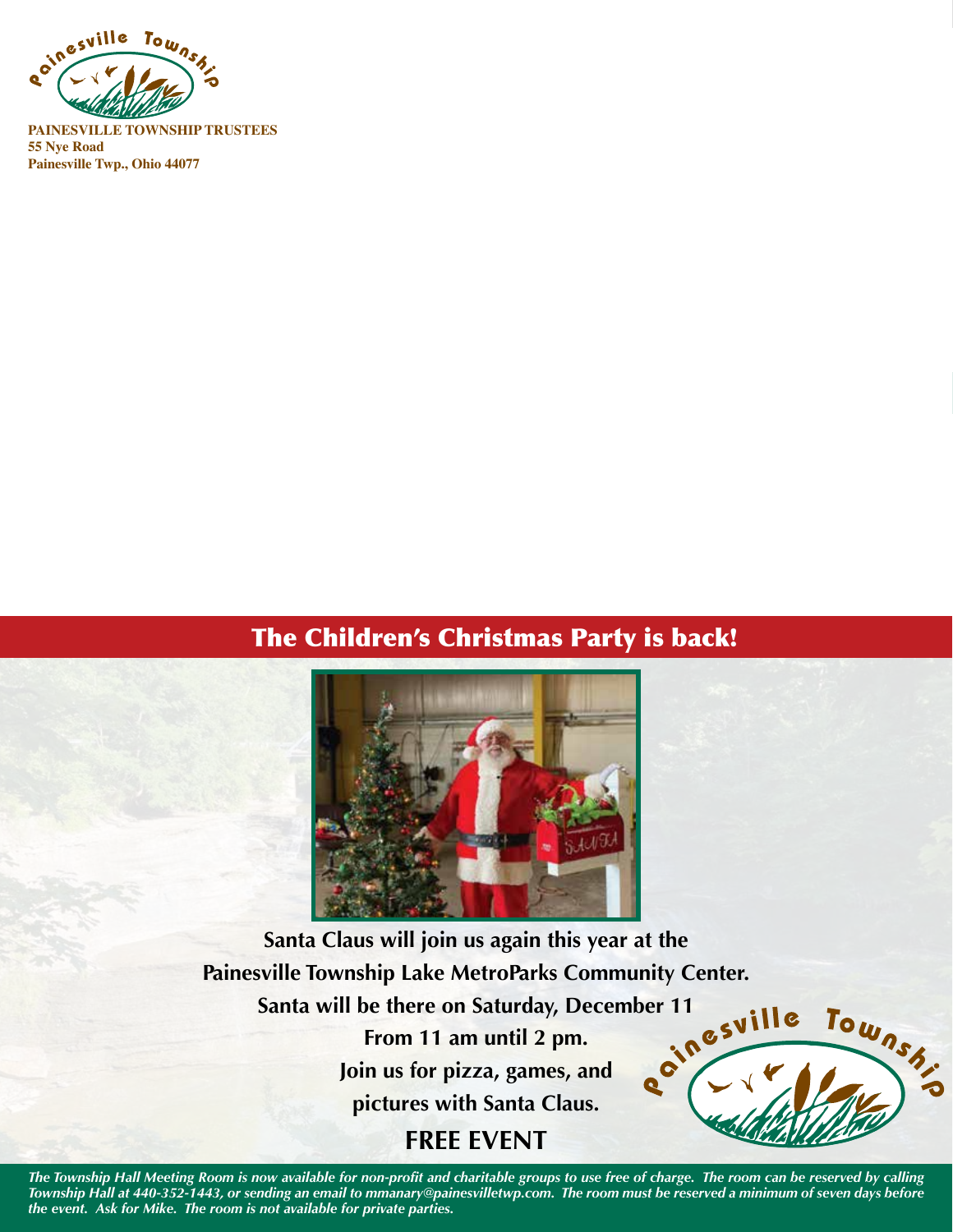**PAINESVILLE TOWNSHIP TRUSTEES**
**55 Nye Road**
**Painesville Twp., Ohio 44077**

## The Children's Christmas Party is back!

**Santa Claus will join us again this year at the Painesville Township Lake MetroParks Community Center.**

**Santa will be there on Saturday, December 11**

**From 11 am until 2 pm.**

**Join us for pizza, games, and pictures with Santa Claus.**

**FREE EVENT**

*The Township Hall Meeting Room is now available for non-profit and charitable groups to use free of charge. The room can be reserved by calling Township Hall at 440-352-1443, or sending an email to mmanary@painesvilletwp.com. The room must be reserved a minimum of seven days before the event. Ask for Mike. The room is not available for private parties.*